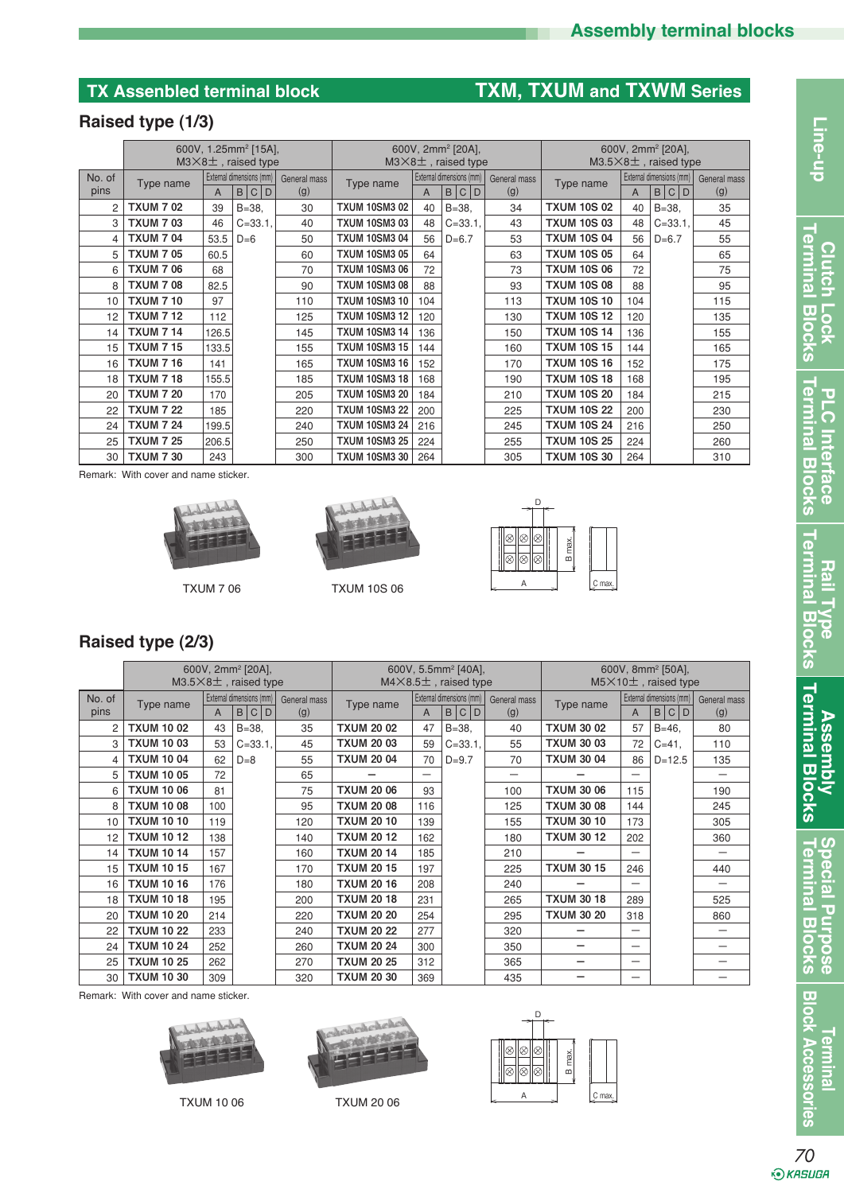## TX Assenbled terminal block — TXM, TXUM and TXWM Series

### Raised type (1/3)

| No. of pins | 600V, 1.25mm² [15A], M3×8±, raised type | | | | 600V, 2mm² [20A], M3×8±, raised type | | | | 600V, 2mm² [20A], M3.5×8±, raised type | | | |
|---|---|---|---|---|---|---|---|---|---|---|---|---|
| | Type name | External dimensions (mm) A | B \| C \| D | General mass (g) | Type name | External dimensions (mm) A | B \| C \| D | General mass (g) | Type name | External dimensions (mm) A | B \| C \| D | General mass (g) |
| 2 | TXUM 7 02 | 39 | B=38, | 30 | TXUM 10SM3 02 | 40 | B=38, | 34 | TXUM 10S 02 | 40 | B=38, | 35 |
| 3 | TXUM 7 03 | 46 | C=33.1, | 40 | TXUM 10SM3 03 | 48 | C=33.1, | 43 | TXUM 10S 03 | 48 | C=33.1, | 45 |
| 4 | TXUM 7 04 | 53.5 | D=6 | 50 | TXUM 10SM3 04 | 56 | D=6.7 | 53 | TXUM 10S 04 | 56 | D=6.7 | 55 |
| 5 | TXUM 7 05 | 60.5 | | 60 | TXUM 10SM3 05 | 64 | | 63 | TXUM 10S 05 | 64 | | 65 |
| 6 | TXUM 7 06 | 68 | | 70 | TXUM 10SM3 06 | 72 | | 73 | TXUM 10S 06 | 72 | | 75 |
| 8 | TXUM 7 08 | 82.5 | | 90 | TXUM 10SM3 08 | 88 | | 93 | TXUM 10S 08 | 88 | | 95 |
| 10 | TXUM 7 10 | 97 | | 110 | TXUM 10SM3 10 | 104 | | 113 | TXUM 10S 10 | 104 | | 115 |
| 12 | TXUM 7 12 | 112 | | 125 | TXUM 10SM3 12 | 120 | | 130 | TXUM 10S 12 | 120 | | 135 |
| 14 | TXUM 7 14 | 126.5 | | 145 | TXUM 10SM3 14 | 136 | | 150 | TXUM 10S 14 | 136 | | 155 |
| 15 | TXUM 7 15 | 133.5 | | 155 | TXUM 10SM3 15 | 144 | | 160 | TXUM 10S 15 | 144 | | 165 |
| 16 | TXUM 7 16 | 141 | | 165 | TXUM 10SM3 16 | 152 | | 170 | TXUM 10S 16 | 152 | | 175 |
| 18 | TXUM 7 18 | 155.5 | | 185 | TXUM 10SM3 18 | 168 | | 190 | TXUM 10S 18 | 168 | | 195 |
| 20 | TXUM 7 20 | 170 | | 205 | TXUM 10SM3 20 | 184 | | 210 | TXUM 10S 20 | 184 | | 215 |
| 22 | TXUM 7 22 | 185 | | 220 | TXUM 10SM3 22 | 200 | | 225 | TXUM 10S 22 | 200 | | 230 |
| 24 | TXUM 7 24 | 199.5 | | 240 | TXUM 10SM3 24 | 216 | | 245 | TXUM 10S 24 | 216 | | 250 |
| 25 | TXUM 7 25 | 206.5 | | 250 | TXUM 10SM3 25 | 224 | | 255 | TXUM 10S 25 | 224 | | 260 |
| 30 | TXUM 7 30 | 243 | | 300 | TXUM 10SM3 30 | 264 | | 305 | TXUM 10S 30 | 264 | | 310 |

Remark: With cover and name sticker.

TXUM 7 06

TXUM 10S 06

### Raised type (2/3)

| No. of pins | 600V, 2mm² [20A], M3.5×8±, raised type | | | | 600V, 5.5mm² [40A], M4×8.5±, raised type | | | | 600V, 8mm² [50A], M5×10±, raised type | | | |
|---|---|---|---|---|---|---|---|---|---|---|---|---|
| | Type name | External dimensions (mm) A | B \| C \| D | General mass (g) | Type name | External dimensions (mm) A | B \| C \| D | General mass (g) | Type name | External dimensions (mm) A | B \| C \| D | General mass (g) |
| 2 | TXUM 10 02 | 43 | B=38, | 35 | TXUM 20 02 | 47 | B=38, | 40 | TXUM 30 02 | 57 | B=46, | 80 |
| 3 | TXUM 10 03 | 53 | C=33.1, | 45 | TXUM 20 03 | 59 | C=33.1, | 55 | TXUM 30 03 | 72 | C=41, | 110 |
| 4 | TXUM 10 04 | 62 | D=8 | 55 | TXUM 20 04 | 70 | D=9.7 | 70 | TXUM 30 04 | 86 | D=12.5 | 135 |
| 5 | TXUM 10 05 | 72 | | 65 | — | — | | — | — | — | | — |
| 6 | TXUM 10 06 | 81 | | 75 | TXUM 20 06 | 93 | | 100 | TXUM 30 06 | 115 | | 190 |
| 8 | TXUM 10 08 | 100 | | 95 | TXUM 20 08 | 116 | | 125 | TXUM 30 08 | 144 | | 245 |
| 10 | TXUM 10 10 | 119 | | 120 | TXUM 20 10 | 139 | | 155 | TXUM 30 10 | 173 | | 305 |
| 12 | TXUM 10 12 | 138 | | 140 | TXUM 20 12 | 162 | | 180 | TXUM 30 12 | 202 | | 360 |
| 14 | TXUM 10 14 | 157 | | 160 | TXUM 20 14 | 185 | | 210 | — | — | | — |
| 15 | TXUM 10 15 | 167 | | 170 | TXUM 20 15 | 197 | | 225 | TXUM 30 15 | 246 | | 440 |
| 16 | TXUM 10 16 | 176 | | 180 | TXUM 20 16 | 208 | | 240 | — | — | | — |
| 18 | TXUM 10 18 | 195 | | 200 | TXUM 20 18 | 231 | | 265 | TXUM 30 18 | 289 | | 525 |
| 20 | TXUM 10 20 | 214 | | 220 | TXUM 20 20 | 254 | | 295 | TXUM 30 20 | 318 | | 860 |
| 22 | TXUM 10 22 | 233 | | 240 | TXUM 20 22 | 277 | | 320 | — | — | | — |
| 24 | TXUM 10 24 | 252 | | 260 | TXUM 20 24 | 300 | | 350 | — | — | | — |
| 25 | TXUM 10 25 | 262 | | 270 | TXUM 20 25 | 312 | | 365 | — | — | | — |
| 30 | TXUM 10 30 | 309 | | 320 | TXUM 20 30 | 369 | | 435 | — | — | | — |

Remark: With cover and name sticker.

TXUM 10 06

TXUM 20 06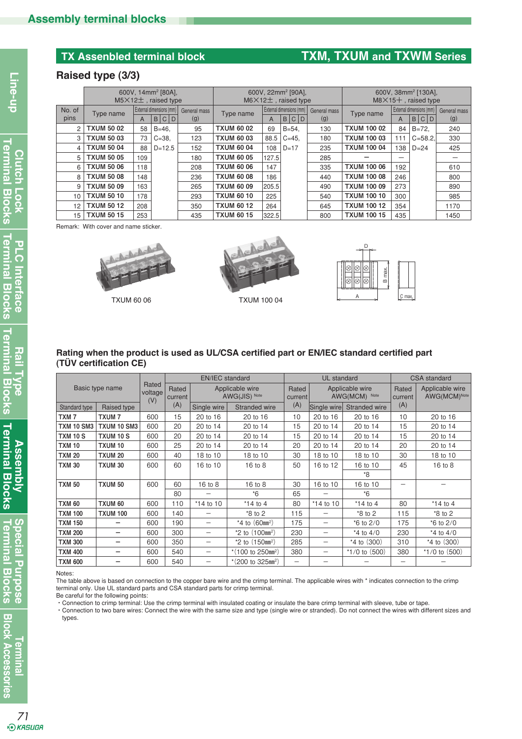## TX Assenbled terminal block — TXM, TXUM and TXWM Series

### Raised type (3/3)

| No. of pins | 600V, 14mm² [80A], M5×12±, raised type | | | | | | 600V, 22mm² [90A], M6×12±, raised type | | | | | | 600V, 38mm² [130A], M8×15+, raised type | | | | | |
|---|---|---|---|---|---|---|---|---|---|---|---|---|---|---|---|---|---|---|
| | Type name | External dimensions (mm) A | B | C | D | General mass (g) | Type name | External dimensions (mm) A | B | C | D | General mass (g) | Type name | External dimensions (mm) A | B | C | D | General mass (g) |
| 2 | TXUM 50 02 | 58 | B=46, | | | 95 | TXUM 60 02 | 69 | B=54, | | | 130 | TXUM 100 02 | 84 | B=72, | | | 240 |
| 3 | TXUM 50 03 | 73 | C=38, | | | 123 | TXUM 60 03 | 88.5 | C=45, | | | 180 | TXUM 100 03 | 111 | C=58.2, | | | 330 |
| 4 | TXUM 50 04 | 88 | D=12.5 | | | 152 | TXUM 60 04 | 108 | D=17 | | | 235 | TXUM 100 04 | 138 | D=24 | | | 425 |
| 5 | TXUM 50 05 | 109 | | | | 180 | TXUM 60 05 | 127.5 | | | | 285 | – | – | | | | – |
| 6 | TXUM 50 06 | 118 | | | | 208 | TXUM 60 06 | 147 | | | | 335 | TXUM 100 06 | 192 | | | | 610 |
| 8 | TXUM 50 08 | 148 | | | | 236 | TXUM 60 08 | 186 | | | | 440 | TXUM 100 08 | 246 | | | | 800 |
| 9 | TXUM 50 09 | 163 | | | | 265 | TXUM 60 09 | 205.5 | | | | 490 | TXUM 100 09 | 273 | | | | 890 |
| 10 | TXUM 50 10 | 178 | | | | 293 | TXUM 60 10 | 225 | | | | 540 | TXUM 100 10 | 300 | | | | 985 |
| 12 | TXUM 50 12 | 208 | | | | 350 | TXUM 60 12 | 264 | | | | 645 | TXUM 100 12 | 354 | | | | 1170 |
| 15 | TXUM 50 15 | 253 | | | | 435 | TXUM 60 15 | 322.5 | | | | 800 | TXUM 100 15 | 435 | | | | 1450 |

Remark: With cover and name sticker.

TXUM 60 06

TXUM 100 04

D

A

B max.

C max.

### Rating when the product is used as UL/CSA certified part or EN/IEC standard certified part (TÜV certification CE)

| Basic type name: Standard type | Basic type name: Raised type | Rated voltage (V) | EN/IEC standard: Rated current (A) | EN/IEC: Applicable wire AWG(JIS) Note: Single wire | EN/IEC: Stranded wire | UL standard: Rated current (A) | UL: Applicable wire AWG(MCM) Note: Single wire | UL: Stranded wire | CSA standard: Rated current (A) | CSA: Applicable wire AWG(MCM) Note |
|---|---|---|---|---|---|---|---|---|---|---|
| TXM 7 | TXUM 7 | 600 | 15 | 20 to 16 | 20 to 16 | 10 | 20 to 16 | 20 to 16 | 10 | 20 to 16 |
| TXM 10 SM3 | TXUM 10 SM3 | 600 | 20 | 20 to 14 | 20 to 14 | 15 | 20 to 14 | 20 to 14 | 15 | 20 to 14 |
| TXM 10 S | TXUM 10 S | 600 | 20 | 20 to 14 | 20 to 14 | 15 | 20 to 14 | 20 to 14 | 15 | 20 to 14 |
| TXM 10 | TXUM 10 | 600 | 25 | 20 to 14 | 20 to 14 | 20 | 20 to 14 | 20 to 14 | 20 | 20 to 14 |
| TXM 20 | TXUM 20 | 600 | 40 | 18 to 10 | 18 to 10 | 30 | 18 to 10 | 18 to 10 | 30 | 18 to 10 |
| TXM 30 | TXUM 30 | 600 | 60 | 16 to 10 | 16 to 8 | 50 | 16 to 12 | 16 to 10 / *8 | 45 | 16 to 8 |
| TXM 50 | TXUM 50 | 600 | 60 | 16 to 8 | 16 to 8 | 30 | 16 to 10 | 16 to 10 | – | – |
| | | | 80 | – | *6 | 65 | – | *6 | | |
| TXM 60 | TXUM 60 | 600 | 110 | *14 to 10 | *14 to 4 | 80 | *14 to 10 | *14 to 4 | 80 | *14 to 4 |
| TXM 100 | TXUM 100 | 600 | 140 | – | *8 to 2 | 115 | – | *8 to 2 | 115 | *8 to 2 |
| TXM 150 | – | 600 | 190 | – | *4 to (60mm²) | 175 | – | *6 to 2/0 | 175 | *6 to 2/0 |
| TXM 200 | – | 600 | 300 | – | *2 to (100mm²) | 230 | – | *4 to 4/0 | 230 | *4 to 4/0 |
| TXM 300 | – | 600 | 350 | – | *2 to (150mm²) | 285 | – | *4 to (300) | 310 | *4 to (300) |
| TXM 400 | – | 600 | 540 | – | *(100 to 250mm²) | 380 | – | *1/0 to (500) | 380 | *1/0 to (500) |
| TXM 600 | – | 600 | 540 | – | *(200 to 325mm²) | – | – | – | – | – |

Notes:
The table above is based on connection to the copper bare wire and the crimp terminal. The applicable wires with * indicates connection to the crimp terminal only. Use UL standard parts and CSA standard parts for crimp terminal.
Be careful for the following points:
- Connection to crimp terminal: Use the crimp terminal with insulated coating or insulate the bare crimp terminal with sleeve, tube or tape.
- Connection to two bare wires: Connect the wire with the same size and type (single wire or stranded). Do not connect the wires with different sizes and types.